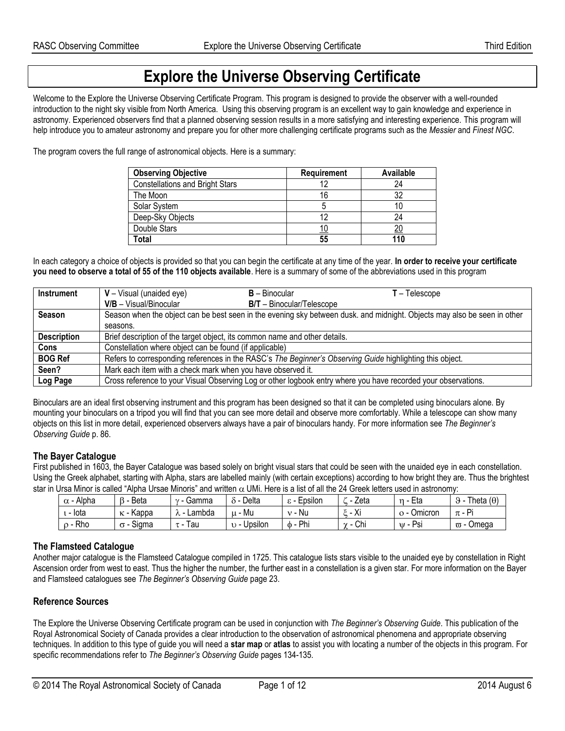# Explore the Universe Observing Certificate

Welcome to the Explore the Universe Observing Certificate Program. This program is designed to provide the observer with a well-rounded introduction to the night sky visible from North America. Using this observing program is an excellent way to gain knowledge and experience in astronomy. Experienced observers find that a planned observing session results in a more satisfying and interesting experience. This program will help introduce you to amateur astronomy and prepare you for other more challenging certificate programs such as the *Messier* and *Finest NGC*.

The program covers the full range of astronomical objects. Here is a summary:

| Observing Objective | Requirement | Available |
|---|---|---|
| Constellations and Bright Stars | 12 | 24 |
| The Moon | 16 | 32 |
| Solar System | 5 | 10 |
| Deep-Sky Objects | 12 | 24 |
| Double Stars | 10 | 20 |
| **Total** | **55** | **110** |

In each category a choice of objects is provided so that you can begin the certificate at any time of the year. **In order to receive your certificate you need to observe a total of 55 of the 110 objects available**. Here is a summary of some of the abbreviations used in this program

| | | | |
|---|---|---|---|
| **Instrument** | **V** – Visual (unaided eye)<br>**V/B** – Visual/Binocular | **B** – Binocular<br>**B/T** – Binocular/Telescope | **T** – Telescope |
| **Season** | Season when the object can be best seen in the evening sky between dusk. and midnight. Objects may also be seen in other seasons. | | |
| **Description** | Brief description of the target object, its common name and other details. | | |
| **Cons** | Constellation where object can be found (if applicable) | | |
| **BOG Ref** | Refers to corresponding references in the RASC's *The Beginner's Observing Guide* highlighting this object. | | |
| **Seen?** | Mark each item with a check mark when you have observed it. | | |
| **Log Page** | Cross reference to your Visual Observing Log or other logbook entry where you have recorded your observations. | | |

Binoculars are an ideal first observing instrument and this program has been designed so that it can be completed using binoculars alone. By mounting your binoculars on a tripod you will find that you can see more detail and observe more comfortably. While a telescope can show many objects on this list in more detail, experienced observers always have a pair of binoculars handy. For more information see *The Beginner's Observing Guide* p. 86.

### The Bayer Catalogue

First published in 1603, the Bayer Catalogue was based solely on bright visual stars that could be seen with the unaided eye in each constellation. Using the Greek alphabet, starting with Alpha, stars are labelled mainly (with certain exceptions) according to how bright they are. Thus the brightest star in Ursa Minor is called "Alpha Ursae Minoris" and written $\alpha$ UMi. Here is a list of all the 24 Greek letters used in astronomy:

| | | | | | | | |
|---|---|---|---|---|---|---|---|
| $\alpha$ - Alpha | $\beta$ - Beta | $\gamma$ - Gamma | $\delta$ - Delta | $\varepsilon$ - Epsilon | $\zeta$ - Zeta | $\eta$ - Eta | $\vartheta$ - Theta ($\theta$) |
| $\iota$ - Iota | $\kappa$ - Kappa | $\lambda$ - Lambda | $\mu$ - Mu | $\nu$ - Nu | $\xi$ - Xi | $o$ - Omicron | $\pi$ - Pi |
| $\rho$ - Rho | $\sigma$ - Sigma | $\tau$ - Tau | $\upsilon$ - Upsilon | $\phi$ - Phi | $\chi$ - Chi | $\psi$ - Psi | $\varpi$ - Omega |

### The Flamsteed Catalogue

Another major catalogue is the Flamsteed Catalogue compiled in 1725. This catalogue lists stars visible to the unaided eye by constellation in Right Ascension order from west to east. Thus the higher the number, the further east in a constellation is a given star. For more information on the Bayer and Flamsteed catalogues see *The Beginner's Observing Guide* page 23.

### Reference Sources

The Explore the Universe Observing Certificate program can be used in conjunction with *The Beginner's Observing Guide*. This publication of the Royal Astronomical Society of Canada provides a clear introduction to the observation of astronomical phenomena and appropriate observing techniques. In addition to this type of guide you will need a **star map** or **atlas** to assist you with locating a number of the objects in this program. For specific recommendations refer to *The Beginner's Observing Guide* pages 134-135.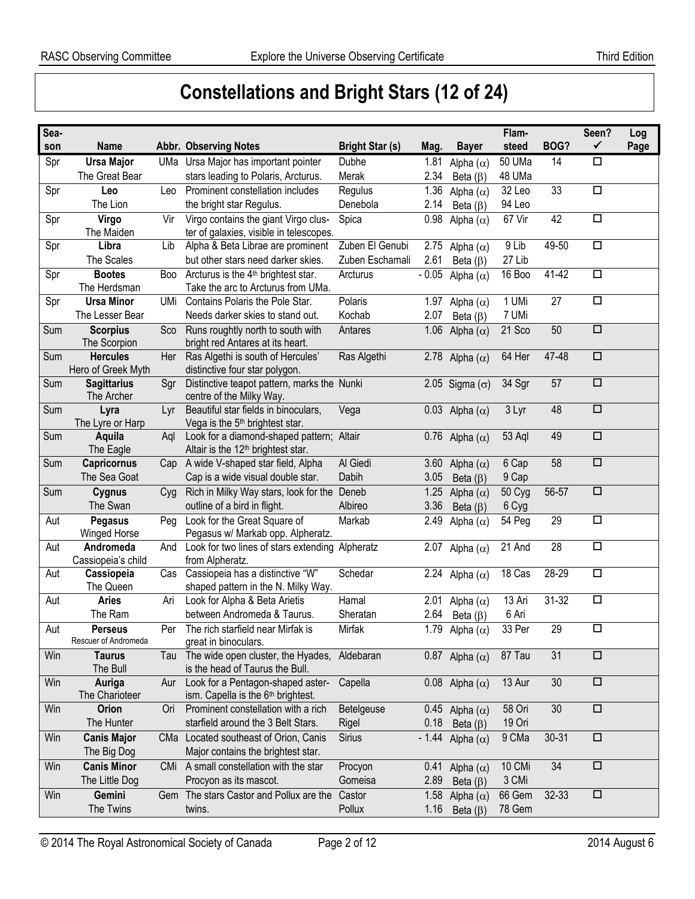# Constellations and Bright Stars (12 of 24)

| Season | Name | Abbr. | Observing Notes | Bright Star (s) | Mag. | Bayer | Flamsteed | BOG? | Seen? ✓ | Log Page |
|---|---|---|---|---|---|---|---|---|---|---|
| Spr | **Ursa Major** The Great Bear | UMa | Ursa Major has important pointer stars leading to Polaris, Arcturus. | Dubhe<br>Merak | 1.81<br>2.34 | Alpha ($\alpha$)<br>Beta ($\beta$) | 50 UMa<br>48 UMa | 14 | ☐ | |
| Spr | **Leo** The Lion | Leo | Prominent constellation includes the bright star Regulus. | Regulus<br>Denebola | 1.36<br>2.14 | Alpha ($\alpha$)<br>Beta ($\beta$) | 32 Leo<br>94 Leo | 33 | ☐ | |
| Spr | **Virgo** The Maiden | Vir | Virgo contains the giant Virgo cluster of galaxies, visible in telescopes. | Spica | 0.98 | Alpha ($\alpha$) | 67 Vir | 42 | ☐ | |
| Spr | **Libra** The Scales | Lib | Alpha & Beta Librae are prominent but other stars need darker skies. | Zuben El Genubi<br>Zuben Eschamali | 2.75<br>2.61 | Alpha ($\alpha$)<br>Beta ($\beta$) | 9 Lib<br>27 Lib | 49-50 | ☐ | |
| Spr | **Bootes** The Herdsman | Boo | Arcturus is the 4th brightest star. Take the arc to Arcturus from UMa. | Arcturus | - 0.05 | Alpha ($\alpha$) | 16 Boo | 41-42 | ☐ | |
| Spr | **Ursa Minor** The Lesser Bear | UMi | Contains Polaris the Pole Star. Needs darker skies to stand out. | Polaris<br>Kochab | 1.97<br>2.07 | Alpha ($\alpha$)<br>Beta ($\beta$) | 1 UMi<br>7 UMi | 27 | ☐ | |
| Sum | **Scorpius** The Scorpion | Sco | Runs roughly north to south with bright red Antares at its heart. | Antares | 1.06 | Alpha ($\alpha$) | 21 Sco | 50 | ☐ | |
| Sum | **Hercules** Hero of Greek Myth | Her | Ras Algethi is south of Hercules' distinctive four star polygon. | Ras Algethi | 2.78 | Alpha ($\alpha$) | 64 Her | 47-48 | ☐ | |
| Sum | **Sagittarius** The Archer | Sgr | Distinctive teapot pattern, marks the centre of the Milky Way. | Nunki | 2.05 | Sigma ($\sigma$) | 34 Sgr | 57 | ☐ | |
| Sum | **Lyra** The Lyre or Harp | Lyr | Beautiful star fields in binoculars, Vega is the 5th brightest star. | Vega | 0.03 | Alpha ($\alpha$) | 3 Lyr | 48 | ☐ | |
| Sum | **Aquila** The Eagle | Aql | Look for a diamond-shaped pattern; Altair is the 12th brightest star. | Altair | 0.76 | Alpha ($\alpha$) | 53 Aql | 49 | ☐ | |
| Sum | **Capricornus** The Sea Goat | Cap | A wide V-shaped star field, Alpha Cap is a wide visual double star. | Al Giedi<br>Dabih | 3.60<br>3.05 | Alpha ($\alpha$)<br>Beta ($\beta$) | 6 Cap<br>9 Cap | 58 | ☐ | |
| Sum | **Cygnus** The Swan | Cyg | Rich in Milky Way stars, look for the outline of a bird in flight. | Deneb<br>Albireo | 1.25<br>3.36 | Alpha ($\alpha$)<br>Beta ($\beta$) | 50 Cyg<br>6 Cyg | 56-57 | ☐ | |
| Aut | **Pegasus** Winged Horse | Peg | Look for the Great Square of Pegasus w/ Markab opp. Alpheratz. | Markab | 2.49 | Alpha ($\alpha$) | 54 Peg | 29 | ☐ | |
| Aut | **Andromeda** Cassiopeia's child | And | Look for two lines of stars extending from Alpheratz. | Alpheratz | 2.07 | Alpha ($\alpha$) | 21 And | 28 | ☐ | |
| Aut | **Cassiopeia** The Queen | Cas | Cassiopeia has a distinctive "W" shaped pattern in the N. Milky Way. | Schedar | 2.24 | Alpha ($\alpha$) | 18 Cas | 28-29 | ☐ | |
| Aut | **Aries** The Ram | Ari | Look for Alpha & Beta Arietis between Andromeda & Taurus. | Hamal<br>Sheratan | 2.01<br>2.64 | Alpha ($\alpha$)<br>Beta ($\beta$) | 13 Ari<br>6 Ari | 31-32 | ☐ | |
| Aut | **Perseus** Rescuer of Andromeda | Per | The rich starfield near Mirfak is great in binoculars. | Mirfak | 1.79 | Alpha ($\alpha$) | 33 Per | 29 | ☐ | |
| Win | **Taurus** The Bull | Tau | The wide open cluster, the Hyades, is the head of Taurus the Bull. | Aldebaran | 0.87 | Alpha ($\alpha$) | 87 Tau | 31 | ☐ | |
| Win | **Auriga** The Charioteer | Aur | Look for a Pentagon-shaped asterism. Capella is the 6th brightest. | Capella | 0.08 | Alpha ($\alpha$) | 13 Aur | 30 | ☐ | |
| Win | **Orion** The Hunter | Ori | Prominent constellation with a rich starfield around the 3 Belt Stars. | Betelgeuse<br>Rigel | 0.45<br>0.18 | Alpha ($\alpha$)<br>Beta ($\beta$) | 58 Ori<br>19 Ori | 30 | ☐ | |
| Win | **Canis Major** The Big Dog | CMa | Located southeast of Orion, Canis Major contains the brightest star. | Sirius | - 1.44 | Alpha ($\alpha$) | 9 CMa | 30-31 | ☐ | |
| Win | **Canis Minor** The Little Dog | CMi | A small constellation with the star Procyon as its mascot. | Procyon<br>Gomeisa | 0.41<br>2.89 | Alpha ($\alpha$)<br>Beta ($\beta$) | 10 CMi<br>3 CMi | 34 | ☐ | |
| Win | **Gemini** The Twins | Gem | The stars Castor and Pollux are the twins. | Castor<br>Pollux | 1.58<br>1.16 | Alpha ($\alpha$)<br>Beta ($\beta$) | 66 Gem<br>78 Gem | 32-33 | ☐ | |

© 2014 The Royal Astronomical Society of Canada — 2014 August 6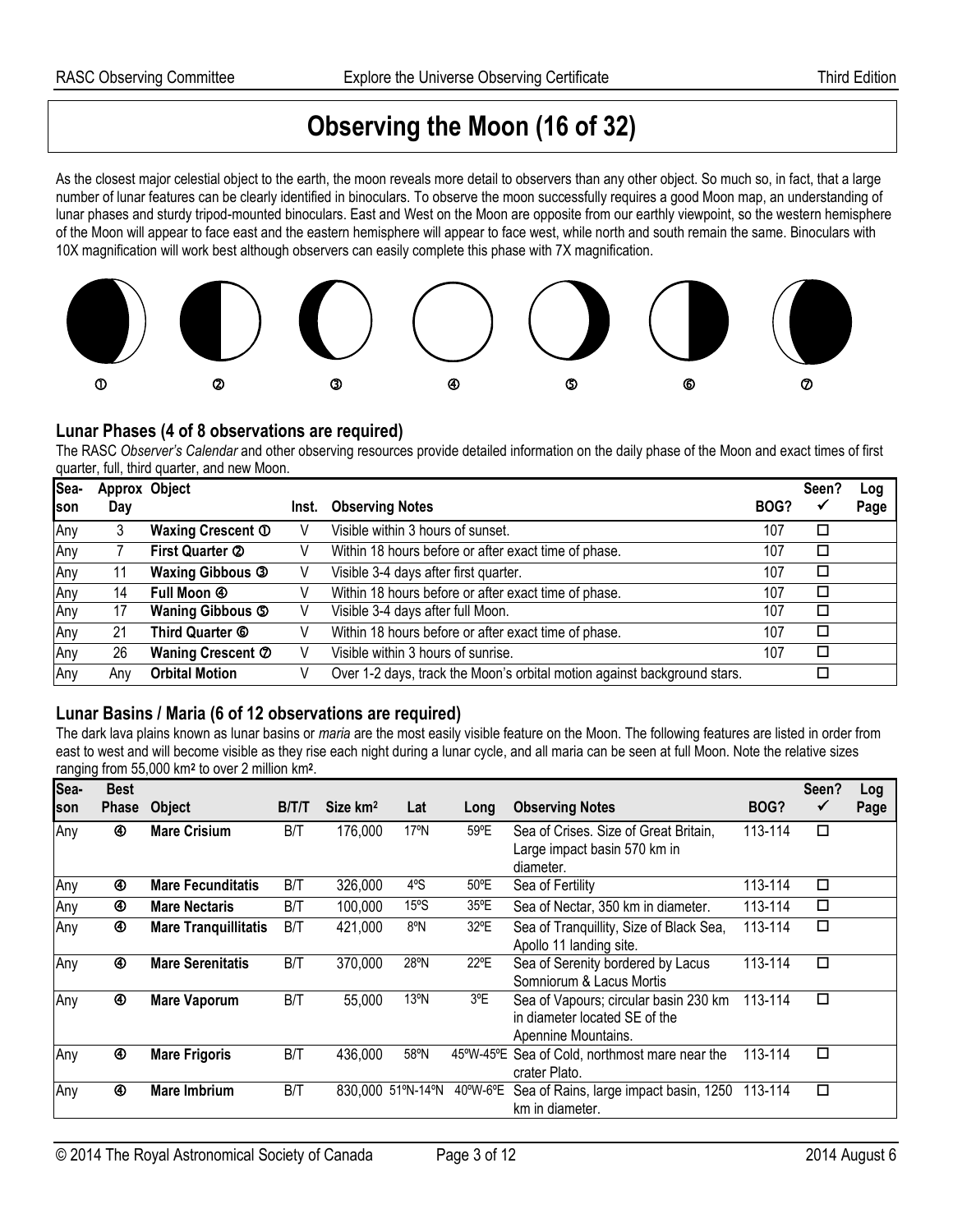# Observing the Moon (16 of 32)

As the closest major celestial object to the earth, the moon reveals more detail to observers than any other object. So much so, in fact, that a large number of lunar features can be clearly identified in binoculars. To observe the moon successfully requires a good Moon map, an understanding of lunar phases and sturdy tripod-mounted binoculars. East and West on the Moon are opposite from our earthly viewpoint, so the western hemisphere of the Moon will appear to face east and the eastern hemisphere will appear to face west, while north and south remain the same. Binoculars with 10X magnification will work best although observers can easily complete this phase with 7X magnification.

① ② ③ ④ ⑤ ⑥ ⑦

## Lunar Phases (4 of 8 observations are required)

The RASC *Observer's Calendar* and other observing resources provide detailed information on the daily phase of the Moon and exact times of first quarter, full, third quarter, and new Moon.

| Season | Approx Day | Object | Inst. | Observing Notes | BOG? | Seen? ✓ | Log Page |
|---|---|---|---|---|---|---|---|
| Any | 3 | **Waxing Crescent ①** | V | Visible within 3 hours of sunset. | 107 | ☐ | |
| Any | 7 | **First Quarter ②** | V | Within 18 hours before or after exact time of phase. | 107 | ☐ | |
| Any | 11 | **Waxing Gibbous ③** | V | Visible 3-4 days after first quarter. | 107 | ☐ | |
| Any | 14 | **Full Moon ④** | V | Within 18 hours before or after exact time of phase. | 107 | ☐ | |
| Any | 17 | **Waning Gibbous ⑤** | V | Visible 3-4 days after full Moon. | 107 | ☐ | |
| Any | 21 | **Third Quarter ⑥** | V | Within 18 hours before or after exact time of phase. | 107 | ☐ | |
| Any | 26 | **Waning Crescent ⑦** | V | Visible within 3 hours of sunrise. | 107 | ☐ | |
| Any | Any | **Orbital Motion** | V | Over 1-2 days, track the Moon's orbital motion against background stars. | | ☐ | |

## Lunar Basins / Maria (6 of 12 observations are required)

The dark lava plains known as lunar basins or *maria* are the most easily visible feature on the Moon. The following features are listed in order from east to west and will become visible as they rise each night during a lunar cycle, and all maria can be seen at full Moon. Note the relative sizes ranging from 55,000 km² to over 2 million km².

| Season | Best Phase | Object | B/T/T | Size km² | Lat | Long | Observing Notes | BOG? | Seen? ✓ | Log Page |
|---|---|---|---|---|---|---|---|---|---|---|
| Any | ④ | **Mare Crisium** | B/T | 176,000 | 17ºN | 59ºE | Sea of Crises. Size of Great Britain, Large impact basin 570 km in diameter. | 113-114 | ☐ | |
| Any | ④ | **Mare Fecunditatis** | B/T | 326,000 | 4ºS | 50ºE | Sea of Fertility | 113-114 | ☐ | |
| Any | ④ | **Mare Nectaris** | B/T | 100,000 | 15ºS | 35ºE | Sea of Nectar, 350 km in diameter. | 113-114 | ☐ | |
| Any | ④ | **Mare Tranquillitatis** | B/T | 421,000 | 8ºN | 32ºE | Sea of Tranquillity, Size of Black Sea, Apollo 11 landing site. | 113-114 | ☐ | |
| Any | ④ | **Mare Serenitatis** | B/T | 370,000 | 28ºN | 22ºE | Sea of Serenity bordered by Lacus Somniorum & Lacus Mortis | 113-114 | ☐ | |
| Any | ④ | **Mare Vaporum** | B/T | 55,000 | 13ºN | 3ºE | Sea of Vapours; circular basin 230 km in diameter located SE of the Apennine Mountains. | 113-114 | ☐ | |
| Any | ④ | **Mare Frigoris** | B/T | 436,000 | 58ºN | 45ºW-45ºE | Sea of Cold, northmost mare near the crater Plato. | 113-114 | ☐ | |
| Any | ④ | **Mare Imbrium** | B/T | 830,000 | 51ºN-14ºN | 40ºW-6ºE | Sea of Rains, large impact basin, 1250 km in diameter. | 113-114 | ☐ | |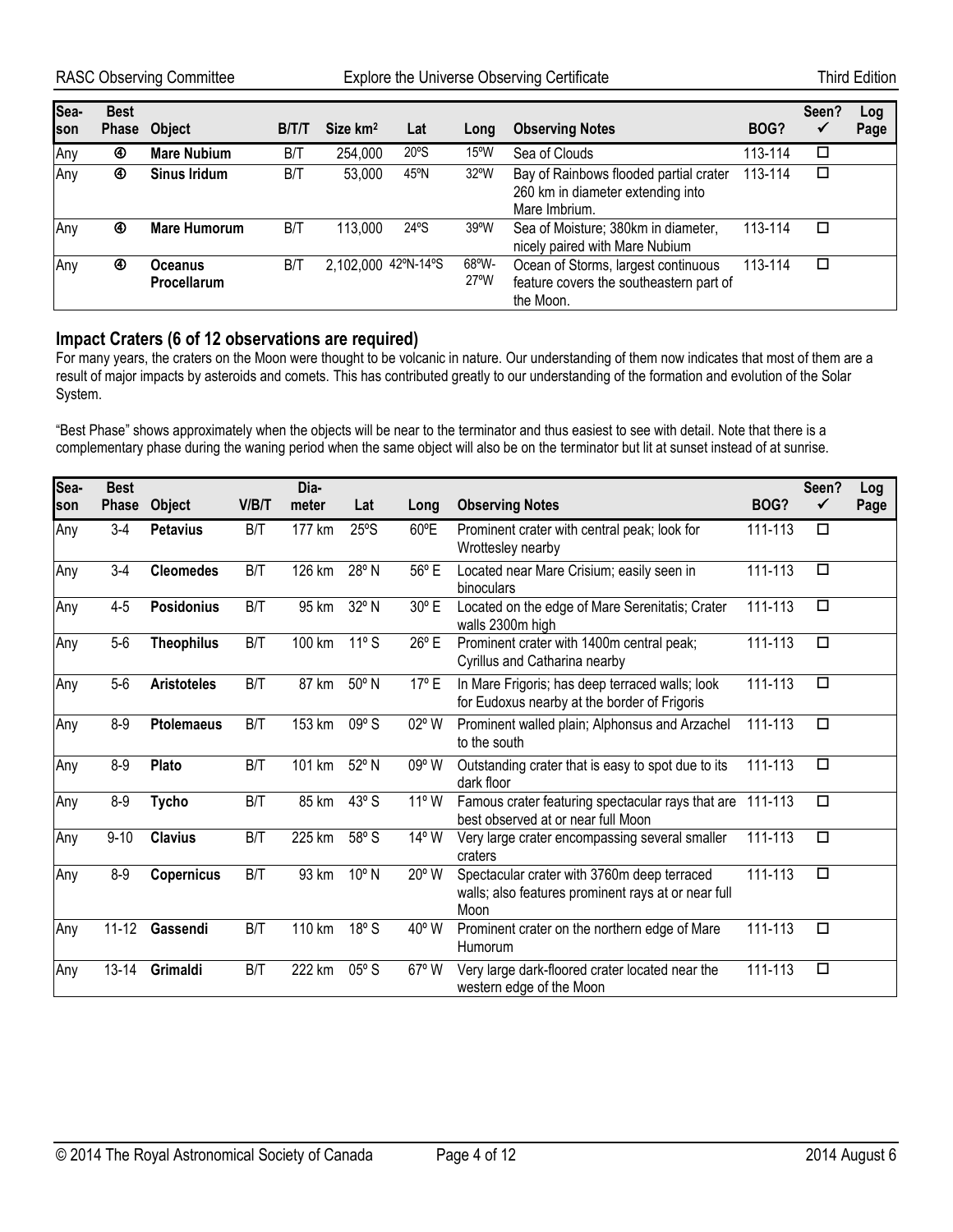| Season | Best Phase | Object | B/T/T | Size km² | Lat | Long | Observing Notes | BOG? | Seen? ✓ | Log Page |
|---|---|---|---|---|---|---|---|---|---|---|
| Any | ④ | **Mare Nubium** | B/T | 254,000 | 20ºS | 15ºW | Sea of Clouds | 113-114 | ☐ | |
| Any | ④ | **Sinus Iridum** | B/T | 53,000 | 45ºN | 32ºW | Bay of Rainbows flooded partial crater 260 km in diameter extending into Mare Imbrium. | 113-114 | ☐ | |
| Any | ④ | **Mare Humorum** | B/T | 113,000 | 24ºS | 39ºW | Sea of Moisture; 380km in diameter, nicely paired with Mare Nubium | 113-114 | ☐ | |
| Any | ④ | **Oceanus Procellarum** | B/T | 2,102,000 | 42ºN-14ºS | 68ºW-27ºW | Ocean of Storms, largest continuous feature covers the southeastern part of the Moon. | 113-114 | ☐ | |

## Impact Craters (6 of 12 observations are required)

For many years, the craters on the Moon were thought to be volcanic in nature. Our understanding of them now indicates that most of them are a result of major impacts by asteroids and comets. This has contributed greatly to our understanding of the formation and evolution of the Solar System.

"Best Phase" shows approximately when the objects will be near to the terminator and thus easiest to see with detail. Note that there is a complementary phase during the waning period when the same object will also be on the terminator but lit at sunset instead of at sunrise.

| Season | Best Phase | Object | V/B/T | Diameter | Lat | Long | Observing Notes | BOG? | Seen? ✓ | Log Page |
|---|---|---|---|---|---|---|---|---|---|---|
| Any | 3-4 | **Petavius** | B/T | 177 km | 25ºS | 60ºE | Prominent crater with central peak; look for Wrottesley nearby | 111-113 | ☐ | |
| Any | 3-4 | **Cleomedes** | B/T | 126 km | 28º N | 56º E | Located near Mare Crisium; easily seen in binoculars | 111-113 | ☐ | |
| Any | 4-5 | **Posidonius** | B/T | 95 km | 32º N | 30º E | Located on the edge of Mare Serenitatis; Crater walls 2300m high | 111-113 | ☐ | |
| Any | 5-6 | **Theophilus** | B/T | 100 km | 11º S | 26º E | Prominent crater with 1400m central peak; Cyrillus and Catharina nearby | 111-113 | ☐ | |
| Any | 5-6 | **Aristoteles** | B/T | 87 km | 50º N | 17º E | In Mare Frigoris; has deep terraced walls; look for Eudoxus nearby at the border of Frigoris | 111-113 | ☐ | |
| Any | 8-9 | **Ptolemaeus** | B/T | 153 km | 09º S | 02º W | Prominent walled plain; Alphonsus and Arzachel to the south | 111-113 | ☐ | |
| Any | 8-9 | **Plato** | B/T | 101 km | 52º N | 09º W | Outstanding crater that is easy to spot due to its dark floor | 111-113 | ☐ | |
| Any | 8-9 | **Tycho** | B/T | 85 km | 43º S | 11º W | Famous crater featuring spectacular rays that are best observed at or near full Moon | 111-113 | ☐ | |
| Any | 9-10 | **Clavius** | B/T | 225 km | 58º S | 14º W | Very large crater encompassing several smaller craters | 111-113 | ☐ | |
| Any | 8-9 | **Copernicus** | B/T | 93 km | 10º N | 20º W | Spectacular crater with 3760m deep terraced walls; also features prominent rays at or near full Moon | 111-113 | ☐ | |
| Any | 11-12 | **Gassendi** | B/T | 110 km | 18º S | 40º W | Prominent crater on the northern edge of Mare Humorum | 111-113 | ☐ | |
| Any | 13-14 | **Grimaldi** | B/T | 222 km | 05º S | 67º W | Very large dark-floored crater located near the western edge of the Moon | 111-113 | ☐ | |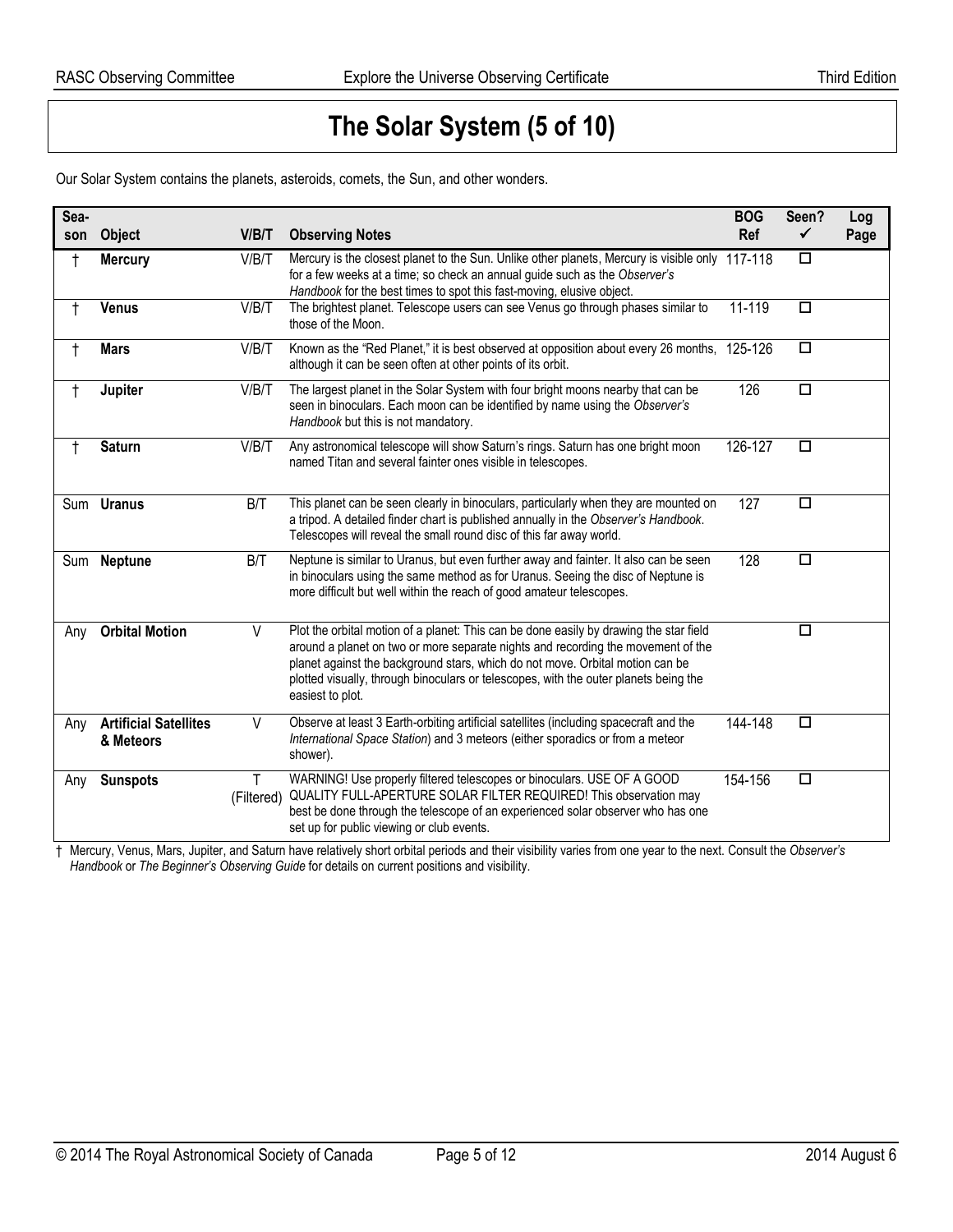# The Solar System (5 of 10)

Our Solar System contains the planets, asteroids, comets, the Sun, and other wonders.

| Season | Object | V/B/T | Observing Notes | BOG Ref | Seen? ✓ | Log Page |
|---|---|---|---|---|---|---|
| † | **Mercury** | V/B/T | Mercury is the closest planet to the Sun. Unlike other planets, Mercury is visible only for a few weeks at a time; so check an annual guide such as the *Observer's Handbook* for the best times to spot this fast-moving, elusive object. | 117-118 | ☐ | |
| † | **Venus** | V/B/T | The brightest planet. Telescope users can see Venus go through phases similar to those of the Moon. | 11-119 | ☐ | |
| † | **Mars** | V/B/T | Known as the "Red Planet," it is best observed at opposition about every 26 months, although it can be seen often at other points of its orbit. | 125-126 | ☐ | |
| † | **Jupiter** | V/B/T | The largest planet in the Solar System with four bright moons nearby that can be seen in binoculars. Each moon can be identified by name using the *Observer's Handbook* but this is not mandatory. | 126 | ☐ | |
| † | **Saturn** | V/B/T | Any astronomical telescope will show Saturn's rings. Saturn has one bright moon named Titan and several fainter ones visible in telescopes. | 126-127 | ☐ | |
| Sum | **Uranus** | B/T | This planet can be seen clearly in binoculars, particularly when they are mounted on a tripod. A detailed finder chart is published annually in the *Observer's Handbook*. Telescopes will reveal the small round disc of this far away world. | 127 | ☐ | |
| Sum | **Neptune** | B/T | Neptune is similar to Uranus, but even further away and fainter. It also can be seen in binoculars using the same method as for Uranus. Seeing the disc of Neptune is more difficult but well within the reach of good amateur telescopes. | 128 | ☐ | |
| Any | **Orbital Motion** | V | Plot the orbital motion of a planet: This can be done easily by drawing the star field around a planet on two or more separate nights and recording the movement of the planet against the background stars, which do not move. Orbital motion can be plotted visually, through binoculars or telescopes, with the outer planets being the easiest to plot. | | ☐ | |
| Any | **Artificial Satellites & Meteors** | V | Observe at least 3 Earth-orbiting artificial satellites (including spacecraft and the *International Space Station*) and 3 meteors (either sporadics or from a meteor shower). | 144-148 | ☐ | |
| Any | **Sunspots** | T (Filtered) | WARNING! Use properly filtered telescopes or binoculars. USE OF A GOOD QUALITY FULL-APERTURE SOLAR FILTER REQUIRED! This observation may best be done through the telescope of an experienced solar observer who has one set up for public viewing or club events. | 154-156 | ☐ | |

† Mercury, Venus, Mars, Jupiter, and Saturn have relatively short orbital periods and their visibility varies from one year to the next. Consult the *Observer's Handbook* or *The Beginner's Observing Guide* for details on current positions and visibility.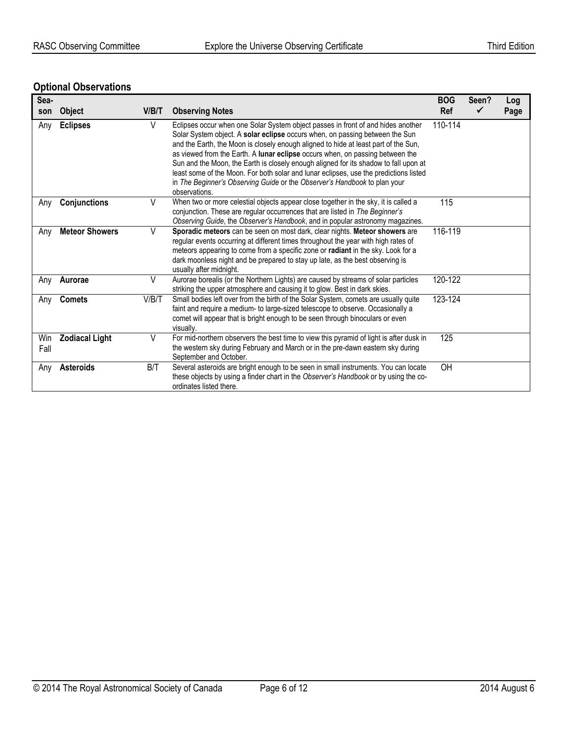## Optional Observations

| Season | Object | V/B/T | Observing Notes | BOG Ref | Seen? ✓ | Log Page |
|---|---|---|---|---|---|---|
| Any | **Eclipses** | V | Eclipses occur when one Solar System object passes in front of and hides another Solar System object. A **solar eclipse** occurs when, on passing between the Sun and the Earth, the Moon is closely enough aligned to hide at least part of the Sun, as viewed from the Earth. A **lunar eclipse** occurs when, on passing between the Sun and the Moon, the Earth is closely enough aligned for its shadow to fall upon at least some of the Moon. For both solar and lunar eclipses, use the predictions listed in *The Beginner's Observing Guide* or the *Observer's Handbook* to plan your observations. | 110-114 | | |
| Any | **Conjunctions** | V | When two or more celestial objects appear close together in the sky, it is called a conjunction. These are regular occurrences that are listed in *The Beginner's Observing Guide*, the *Observer's Handbook*, and in popular astronomy magazines. | 115 | | |
| Any | **Meteor Showers** | V | **Sporadic meteors** can be seen on most dark, clear nights. **Meteor showers** are regular events occurring at different times throughout the year with high rates of meteors appearing to come from a specific zone or **radiant** in the sky. Look for a dark moonless night and be prepared to stay up late, as the best observing is usually after midnight. | 116-119 | | |
| Any | **Aurorae** | V | Aurorae borealis (or the Northern Lights) are caused by streams of solar particles striking the upper atmosphere and causing it to glow. Best in dark skies. | 120-122 | | |
| Any | **Comets** | V/B/T | Small bodies left over from the birth of the Solar System, comets are usually quite faint and require a medium- to large-sized telescope to observe. Occasionally a comet will appear that is bright enough to be seen through binoculars or even visually. | 123-124 | | |
| Win Fall | **Zodiacal Light** | V | For mid-northern observers the best time to view this pyramid of light is after dusk in the western sky during February and March or in the pre-dawn eastern sky during September and October. | 125 | | |
| Any | **Asteroids** | B/T | Several asteroids are bright enough to be seen in small instruments. You can locate these objects by using a finder chart in the *Observer's Handbook* or by using the co-ordinates listed there. | OH | | |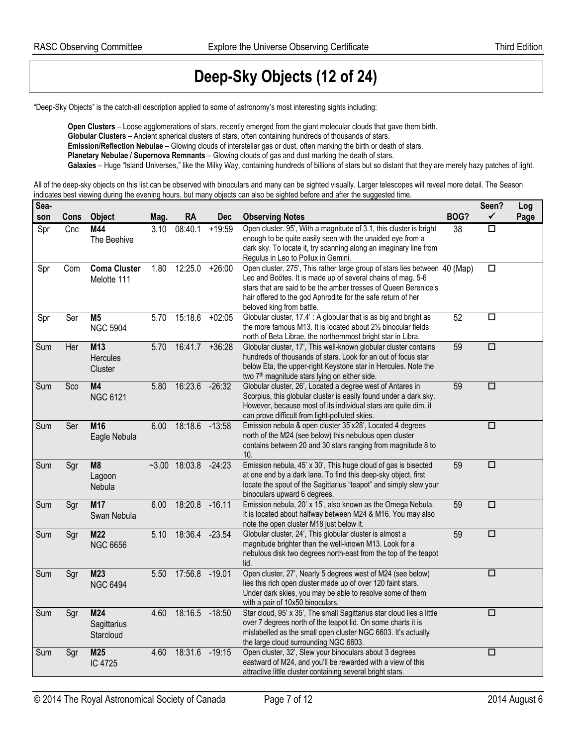# Deep-Sky Objects (12 of 24)

"Deep-Sky Objects" is the catch-all description applied to some of astronomy's most interesting sights including:

**Open Clusters** – Loose agglomerations of stars, recently emerged from the giant molecular clouds that gave them birth.
**Globular Clusters** – Ancient spherical clusters of stars, often containing hundreds of thousands of stars.
**Emission/Reflection Nebulae** – Glowing clouds of interstellar gas or dust, often marking the birth or death of stars.
**Planetary Nebulae / Supernova Remnants** – Glowing clouds of gas and dust marking the death of stars.
**Galaxies** – Huge "Island Universes," like the Milky Way, containing hundreds of billions of stars but so distant that they are merely hazy patches of light.

All of the deep-sky objects on this list can be observed with binoculars and many can be sighted visually. Larger telescopes will reveal more detail. The Season indicates best viewing during the evening hours, but many objects can also be sighted before and after the suggested time.

| Season | Cons | Object | Mag. | RA | Dec | Observing Notes | BOG? | Seen? ✓ | Log Page |
|---|---|---|---|---|---|---|---|---|---|
| Spr | Cnc | **M44** The Beehive | 3.10 | 08:40.1 | +19:59 | Open cluster. 95', With a magnitude of 3.1, this cluster is bright enough to be quite easily seen with the unaided eye from a dark sky. To locate it, try scanning along an imaginary line from Regulus in Leo to Pollux in Gemini. | 38 | ☐ | |
| Spr | Com | **Coma Cluster** Melotte 111 | 1.80 | 12:25.0 | +26:00 | Open cluster. 275', This rather large group of stars lies between Leo and Boötes. It is made up of several chains of mag. 5-6 stars that are said to be the amber tresses of Queen Berenice's hair offered to the god Aphrodite for the safe return of her beloved king from battle. | 40 (Map) | ☐ | |
| Spr | Ser | **M5** NGC 5904 | 5.70 | 15:18.6 | +02:05 | Globular cluster, 17.4' : A globular that is as big and bright as the more famous M13. It is located about 2½ binocular fields north of Beta Librae, the northernmost bright star in Libra. | 52 | ☐ | |
| Sum | Her | **M13** Hercules Cluster | 5.70 | 16:41.7 | +36:28 | Globular cluster, 17', This well-known globular cluster contains hundreds of thousands of stars. Look for an out of focus star below Eta, the upper-right Keystone star in Hercules. Note the two 7th magnitude stars lying on either side. | 59 | ☐ | |
| Sum | Sco | **M4** NGC 6121 | 5.80 | 16:23.6 | -26:32 | Globular cluster, 26', Located a degree west of Antares in Scorpius, this globular cluster is easily found under a dark sky. However, because most of its individual stars are quite dim, it can prove difficult from light-polluted skies. | 59 | ☐ | |
| Sum | Ser | **M16** Eagle Nebula | 6.00 | 18:18.6 | -13:58 | Emission nebula & open cluster 35'x28', Located 4 degrees north of the M24 (see below) this nebulous open cluster contains between 20 and 30 stars ranging from magnitude 8 to 10. | | ☐ | |
| Sum | Sgr | **M8** Lagoon Nebula | ~3.00 | 18:03.8 | -24:23 | Emission nebula, 45' x 30', This huge cloud of gas is bisected at one end by a dark lane. To find this deep-sky object, first locate the spout of the Sagittarius "teapot" and simply slew your binoculars upward 6 degrees. | 59 | ☐ | |
| Sum | Sgr | **M17** Swan Nebula | 6.00 | 18:20.8 | -16.11 | Emission nebula, 20' x 15', also known as the Omega Nebula. It is located about halfway between M24 & M16. You may also note the open cluster M18 just below it. | 59 | ☐ | |
| Sum | Sgr | **M22** NGC 6656 | 5.10 | 18:36.4 | -23.54 | Globular cluster, 24', This globular cluster is almost a magnitude brighter than the well-known M13. Look for a nebulous disk two degrees north-east from the top of the teapot lid. | 59 | ☐ | |
| Sum | Sgr | **M23** NGC 6494 | 5.50 | 17:56.8 | -19.01 | Open cluster, 27', Nearly 5 degrees west of M24 (see below) lies this rich open cluster made up of over 120 faint stars. Under dark skies, you may be able to resolve some of them with a pair of 10x50 binoculars. | | ☐ | |
| Sum | Sgr | **M24** Sagittarius Starcloud | 4.60 | 18:16.5 | -18:50 | Star cloud, 95' x 35', The small Sagittarius star cloud lies a little over 7 degrees north of the teapot lid. On some charts it is mislabelled as the small open cluster NGC 6603. It's actually the large cloud surrounding NGC 6603. | | ☐ | |
| Sum | Sgr | **M25** IC 4725 | 4.60 | 18:31.6 | -19:15 | Open cluster, 32', Slew your binoculars about 3 degrees eastward of M24, and you'll be rewarded with a view of this attractive little cluster containing several bright stars. | | ☐ | |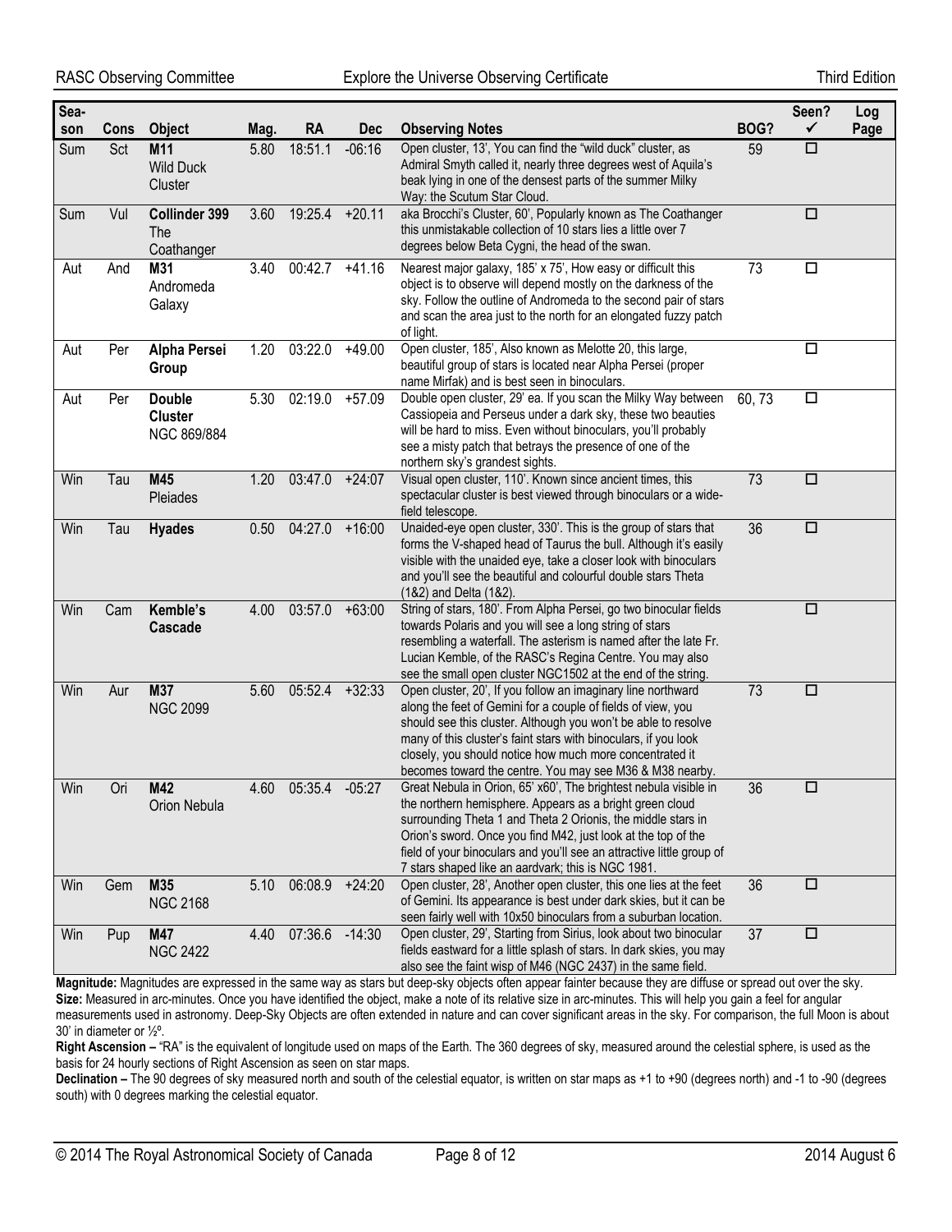| Season | Cons | Object | Mag. | RA | Dec | Observing Notes | BOG? | Seen? ✓ | Log Page |
|---|---|---|---|---|---|---|---|---|---|
| Sum | Sct | **M11** Wild Duck Cluster | 5.80 | 18:51.1 | -06:16 | Open cluster, 13', You can find the "wild duck" cluster, as Admiral Smyth called it, nearly three degrees west of Aquila's beak lying in one of the densest parts of the summer Milky Way: the Scutum Star Cloud. | 59 | ☐ | |
| Sum | Vul | **Collinder 399** The Coathanger | 3.60 | 19:25.4 | +20.11 | aka Brocchi's Cluster, 60', Popularly known as The Coathanger this unmistakable collection of 10 stars lies a little over 7 degrees below Beta Cygni, the head of the swan. | | ☐ | |
| Aut | And | **M31** Andromeda Galaxy | 3.40 | 00:42.7 | +41.16 | Nearest major galaxy, 185' x 75', How easy or difficult this object is to observe will depend mostly on the darkness of the sky. Follow the outline of Andromeda to the second pair of stars and scan the area just to the north for an elongated fuzzy patch of light. | 73 | ☐ | |
| Aut | Per | **Alpha Persei Group** | 1.20 | 03:22.0 | +49.00 | Open cluster, 185', Also known as Melotte 20, this large, beautiful group of stars is located near Alpha Persei (proper name Mirfak) and is best seen in binoculars. | | ☐ | |
| Aut | Per | **Double Cluster** NGC 869/884 | 5.30 | 02:19.0 | +57.09 | Double open cluster, 29' ea. If you scan the Milky Way between Cassiopeia and Perseus under a dark sky, these two beauties will be hard to miss. Even without binoculars, you'll probably see a misty patch that betrays the presence of one of the northern sky's grandest sights. | 60, 73 | ☐ | |
| Win | Tau | **M45** Pleiades | 1.20 | 03:47.0 | +24:07 | Visual open cluster, 110'. Known since ancient times, this spectacular cluster is best viewed through binoculars or a wide-field telescope. | 73 | ☐ | |
| Win | Tau | **Hyades** | 0.50 | 04:27.0 | +16:00 | Unaided-eye open cluster, 330'. This is the group of stars that forms the V-shaped head of Taurus the bull. Although it's easily visible with the unaided eye, take a closer look with binoculars and you'll see the beautiful and colourful double stars Theta (1&2) and Delta (1&2). | 36 | ☐ | |
| Win | Cam | **Kemble's Cascade** | 4.00 | 03:57.0 | +63:00 | String of stars, 180'. From Alpha Persei, go two binocular fields towards Polaris and you will see a long string of stars resembling a waterfall. The asterism is named after the late Fr. Lucian Kemble, of the RASC's Regina Centre. You may also see the small open cluster NGC1502 at the end of the string. | | ☐ | |
| Win | Aur | **M37** NGC 2099 | 5.60 | 05:52.4 | +32:33 | Open cluster, 20', If you follow an imaginary line northward along the feet of Gemini for a couple of fields of view, you should see this cluster. Although you won't be able to resolve many of this cluster's faint stars with binoculars, if you look closely, you should notice how much more concentrated it becomes toward the centre. You may see M36 & M38 nearby. | 73 | ☐ | |
| Win | Ori | **M42** Orion Nebula | 4.60 | 05:35.4 | -05:27 | Great Nebula in Orion, 65' x60', The brightest nebula visible in the northern hemisphere. Appears as a bright green cloud surrounding Theta 1 and Theta 2 Orionis, the middle stars in Orion's sword. Once you find M42, just look at the top of the field of your binoculars and you'll see an attractive little group of 7 stars shaped like an aardvark; this is NGC 1981. | 36 | ☐ | |
| Win | Gem | **M35** NGC 2168 | 5.10 | 06:08.9 | +24:20 | Open cluster, 28', Another open cluster, this one lies at the feet of Gemini. Its appearance is best under dark skies, but it can be seen fairly well with 10x50 binoculars from a suburban location. | 36 | ☐ | |
| Win | Pup | **M47** NGC 2422 | 4.40 | 07:36.6 | -14:30 | Open cluster, 29', Starting from Sirius, look about two binocular fields eastward for a little splash of stars. In dark skies, you may also see the faint wisp of M46 (NGC 2437) in the same field. | 37 | ☐ | |

**Magnitude:** Magnitudes are expressed in the same way as stars but deep-sky objects often appear fainter because they are diffuse or spread out over the sky.
**Size:** Measured in arc-minutes. Once you have identified the object, make a note of its relative size in arc-minutes. This will help you gain a feel for angular measurements used in astronomy. Deep-Sky Objects are often extended in nature and can cover significant areas in the sky. For comparison, the full Moon is about 30' in diameter or ½º.
**Right Ascension –** "RA" is the equivalent of longitude used on maps of the Earth. The 360 degrees of sky, measured around the celestial sphere, is used as the basis for 24 hourly sections of Right Ascension as seen on star maps.
**Declination –** The 90 degrees of sky measured north and south of the celestial equator, is written on star maps as +1 to +90 (degrees north) and -1 to -90 (degrees south) with 0 degrees marking the celestial equator.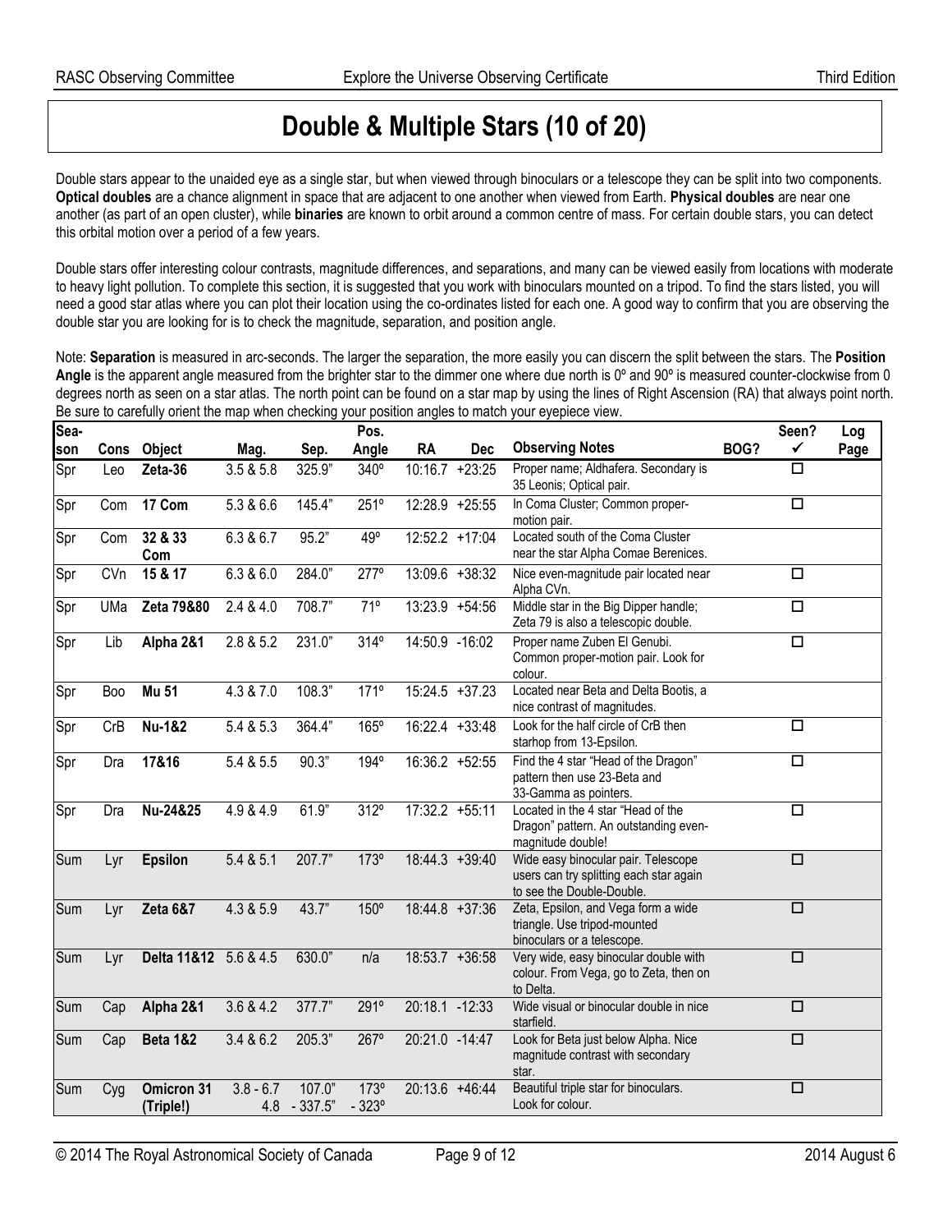# Double & Multiple Stars (10 of 20)

Double stars appear to the unaided eye as a single star, but when viewed through binoculars or a telescope they can be split into two components. **Optical doubles** are a chance alignment in space that are adjacent to one another when viewed from Earth. **Physical doubles** are near one another (as part of an open cluster), while **binaries** are known to orbit around a common centre of mass. For certain double stars, you can detect this orbital motion over a period of a few years.

Double stars offer interesting colour contrasts, magnitude differences, and separations, and many can be viewed easily from locations with moderate to heavy light pollution. To complete this section, it is suggested that you work with binoculars mounted on a tripod. To find the stars listed, you will need a good star atlas where you can plot their location using the co-ordinates listed for each one. A good way to confirm that you are observing the double star you are looking for is to check the magnitude, separation, and position angle.

Note: **Separation** is measured in arc-seconds. The larger the separation, the more easily you can discern the split between the stars. The **Position Angle** is the apparent angle measured from the brighter star to the dimmer one where due north is 0º and 90º is measured counter-clockwise from 0 degrees north as seen on a star atlas. The north point can be found on a star map by using the lines of Right Ascension (RA) that always point north. Be sure to carefully orient the map when checking your position angles to match your eyepiece view.

| Season | Cons | Object | Mag. | Sep. | Pos. Angle | RA | Dec | Observing Notes | BOG? | Seen? ✓ | Log Page |
|---|---|---|---|---|---|---|---|---|---|---|---|
| Spr | Leo | **Zeta-36** | 3.5 & 5.8 | 325.9" | 340º | 10:16.7 | +23:25 | Proper name; Aldhafera. Secondary is 35 Leonis; Optical pair. | | ☐ | |
| Spr | Com | **17 Com** | 5.3 & 6.6 | 145.4" | 251º | 12:28.9 | +25:55 | In Coma Cluster; Common proper-motion pair. | | ☐ | |
| Spr | Com | **32 & 33 Com** | 6.3 & 6.7 | 95.2" | 49º | 12:52.2 | +17:04 | Located south of the Coma Cluster near the star Alpha Comae Berenices. | | | |
| Spr | CVn | **15 & 17** | 6.3 & 6.0 | 284.0" | 277º | 13:09.6 | +38:32 | Nice even-magnitude pair located near Alpha CVn. | | ☐ | |
| Spr | UMa | **Zeta 79&80** | 2.4 & 4.0 | 708.7" | 71º | 13:23.9 | +54:56 | Middle star in the Big Dipper handle; Zeta 79 is also a telescopic double. | | ☐ | |
| Spr | Lib | **Alpha 2&1** | 2.8 & 5.2 | 231.0" | 314º | 14:50.9 | -16:02 | Proper name Zuben El Genubi. Common proper-motion pair. Look for colour. | | ☐ | |
| Spr | Boo | **Mu 51** | 4.3 & 7.0 | 108.3" | 171º | 15:24.5 | +37.23 | Located near Beta and Delta Bootis, a nice contrast of magnitudes. | | | |
| Spr | CrB | **Nu-1&2** | 5.4 & 5.3 | 364.4" | 165º | 16:22.4 | +33:48 | Look for the half circle of CrB then starhop from 13-Epsilon. | | ☐ | |
| Spr | Dra | **17&16** | 5.4 & 5.5 | 90.3" | 194º | 16:36.2 | +52:55 | Find the 4 star "Head of the Dragon" pattern then use 23-Beta and 33-Gamma as pointers. | | ☐ | |
| Spr | Dra | **Nu-24&25** | 4.9 & 4.9 | 61.9" | 312º | 17:32.2 | +55:11 | Located in the 4 star "Head of the Dragon" pattern. An outstanding even-magnitude double! | | ☐ | |
| Sum | Lyr | **Epsilon** | 5.4 & 5.1 | 207.7" | 173º | 18:44.3 | +39:40 | Wide easy binocular pair. Telescope users can try splitting each star again to see the Double-Double. | | ☐ | |
| Sum | Lyr | **Zeta 6&7** | 4.3 & 5.9 | 43.7" | 150º | 18:44.8 | +37:36 | Zeta, Epsilon, and Vega form a wide triangle. Use tripod-mounted binoculars or a telescope. | | ☐ | |
| Sum | Lyr | **Delta 11&12** | 5.6 & 4.5 | 630.0" | n/a | 18:53.7 | +36:58 | Very wide, easy binocular double with colour. From Vega, go to Zeta, then on to Delta. | | ☐ | |
| Sum | Cap | **Alpha 2&1** | 3.6 & 4.2 | 377.7" | 291º | 20:18.1 | -12:33 | Wide visual or binocular double in nice starfield. | | ☐ | |
| Sum | Cap | **Beta 1&2** | 3.4 & 6.2 | 205.3" | 267º | 20:21.0 | -14:47 | Look for Beta just below Alpha. Nice magnitude contrast with secondary star. | | ☐ | |
| Sum | Cyg | **Omicron 31 (Triple!)** | 3.8 - 6.7 4.8 | 107.0" - 337.5" | 173º - 323º | 20:13.6 | +46:44 | Beautiful triple star for binoculars. Look for colour. | | ☐ | |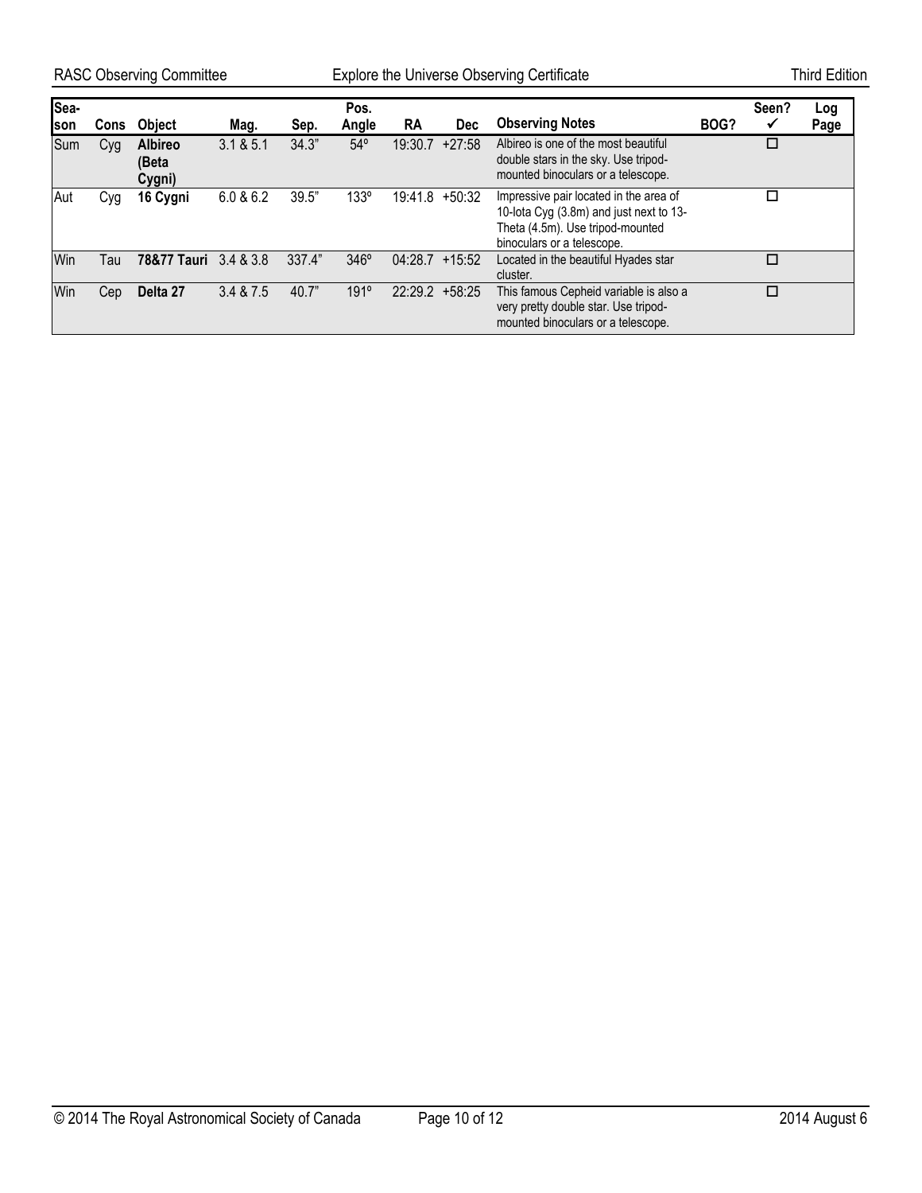| Season | Cons | Object | Mag. | Sep. | Pos. Angle | RA | Dec | Observing Notes | BOG? | Seen? ✓ | Log Page |
|---|---|---|---|---|---|---|---|---|---|---|---|
| Sum | Cyg | **Albireo (Beta Cygni)** | 3.1 & 5.1 | 34.3" | 54º | 19:30.7 | +27:58 | Albireo is one of the most beautiful double stars in the sky. Use tripod-mounted binoculars or a telescope. | | ☐ | |
| Aut | Cyg | **16 Cygni** | 6.0 & 6.2 | 39.5" | 133º | 19:41.8 | +50:32 | Impressive pair located in the area of 10-Iota Cyg (3.8m) and just next to 13-Theta (4.5m). Use tripod-mounted binoculars or a telescope. | | ☐ | |
| Win | Tau | **78&77 Tauri** | 3.4 & 3.8 | 337.4" | 346º | 04:28.7 | +15:52 | Located in the beautiful Hyades star cluster. | | ☐ | |
| Win | Cep | **Delta 27** | 3.4 & 7.5 | 40.7" | 191º | 22:29.2 | +58:25 | This famous Cepheid variable is also a very pretty double star. Use tripod-mounted binoculars or a telescope. | | ☐ | |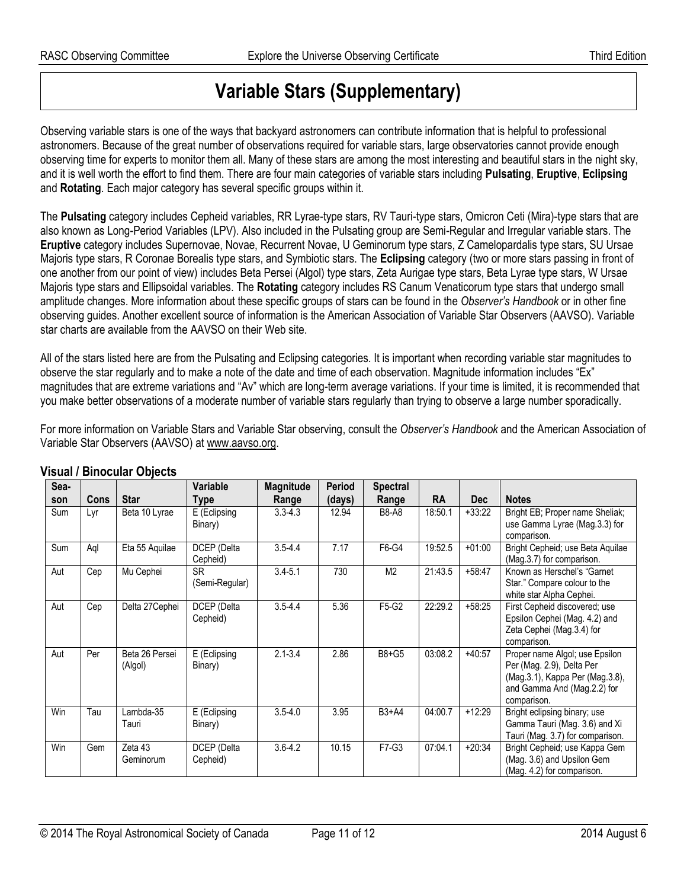# Variable Stars (Supplementary)

Observing variable stars is one of the ways that backyard astronomers can contribute information that is helpful to professional astronomers. Because of the great number of observations required for variable stars, large observatories cannot provide enough observing time for experts to monitor them all. Many of these stars are among the most interesting and beautiful stars in the night sky, and it is well worth the effort to find them. There are four main categories of variable stars including **Pulsating**, **Eruptive**, **Eclipsing** and **Rotating**. Each major category has several specific groups within it.

The **Pulsating** category includes Cepheid variables, RR Lyrae-type stars, RV Tauri-type stars, Omicron Ceti (Mira)-type stars that are also known as Long-Period Variables (LPV). Also included in the Pulsating group are Semi-Regular and Irregular variable stars. The **Eruptive** category includes Supernovae, Novae, Recurrent Novae, U Geminorum type stars, Z Camelopardalis type stars, SU Ursae Majoris type stars, R Coronae Borealis type stars, and Symbiotic stars. The **Eclipsing** category (two or more stars passing in front of one another from our point of view) includes Beta Persei (Algol) type stars, Zeta Aurigae type stars, Beta Lyrae type stars, W Ursae Majoris type stars and Ellipsoidal variables. The **Rotating** category includes RS Canum Venaticorum type stars that undergo small amplitude changes. More information about these specific groups of stars can be found in the *Observer's Handbook* or in other fine observing guides. Another excellent source of information is the American Association of Variable Star Observers (AAVSO). Variable star charts are available from the AAVSO on their Web site.

All of the stars listed here are from the Pulsating and Eclipsing categories. It is important when recording variable star magnitudes to observe the star regularly and to make a note of the date and time of each observation. Magnitude information includes "Ex" magnitudes that are extreme variations and "Av" which are long-term average variations. If your time is limited, it is recommended that you make better observations of a moderate number of variable stars regularly than trying to observe a large number sporadically.

For more information on Variable Stars and Variable Star observing, consult the *Observer's Handbook* and the American Association of Variable Star Observers (AAVSO) at www.aavso.org.

### Visual / Binocular Objects

| Season | Cons | Star | Variable Type | Magnitude Range | Period (days) | Spectral Range | RA | Dec | Notes |
|---|---|---|---|---|---|---|---|---|---|
| Sum | Lyr | Beta 10 Lyrae | E (Eclipsing Binary) | 3.3-4.3 | 12.94 | B8-A8 | 18:50.1 | +33:22 | Bright EB; Proper name Sheliak; use Gamma Lyrae (Mag.3.3) for comparison. |
| Sum | Aql | Eta 55 Aquilae | DCEP (Delta Cepheid) | 3.5-4.4 | 7.17 | F6-G4 | 19:52.5 | +01:00 | Bright Cepheid; use Beta Aquilae (Mag.3.7) for comparison. |
| Aut | Cep | Mu Cephei | SR (Semi-Regular) | 3.4-5.1 | 730 | M2 | 21:43.5 | +58:47 | Known as Herschel's "Garnet Star." Compare colour to the white star Alpha Cephei. |
| Aut | Cep | Delta 27Cephei | DCEP (Delta Cepheid) | 3.5-4.4 | 5.36 | F5-G2 | 22:29.2 | +58:25 | First Cepheid discovered; use Epsilon Cephei (Mag. 4.2) and Zeta Cephei (Mag.3.4) for comparison. |
| Aut | Per | Beta 26 Persei (Algol) | E (Eclipsing Binary) | 2.1-3.4 | 2.86 | B8+G5 | 03:08.2 | +40:57 | Proper name Algol; use Epsilon Per (Mag. 2.9), Delta Per (Mag.3.1), Kappa Per (Mag.3.8), and Gamma And (Mag.2.2) for comparison. |
| Win | Tau | Lambda-35 Tauri | E (Eclipsing Binary) | 3.5-4.0 | 3.95 | B3+A4 | 04:00.7 | +12:29 | Bright eclipsing binary; use Gamma Tauri (Mag. 3.6) and Xi Tauri (Mag. 3.7) for comparison. |
| Win | Gem | Zeta 43 Geminorum | DCEP (Delta Cepheid) | 3.6-4.2 | 10.15 | F7-G3 | 07:04.1 | +20:34 | Bright Cepheid; use Kappa Gem (Mag. 3.6) and Upsilon Gem (Mag. 4.2) for comparison. |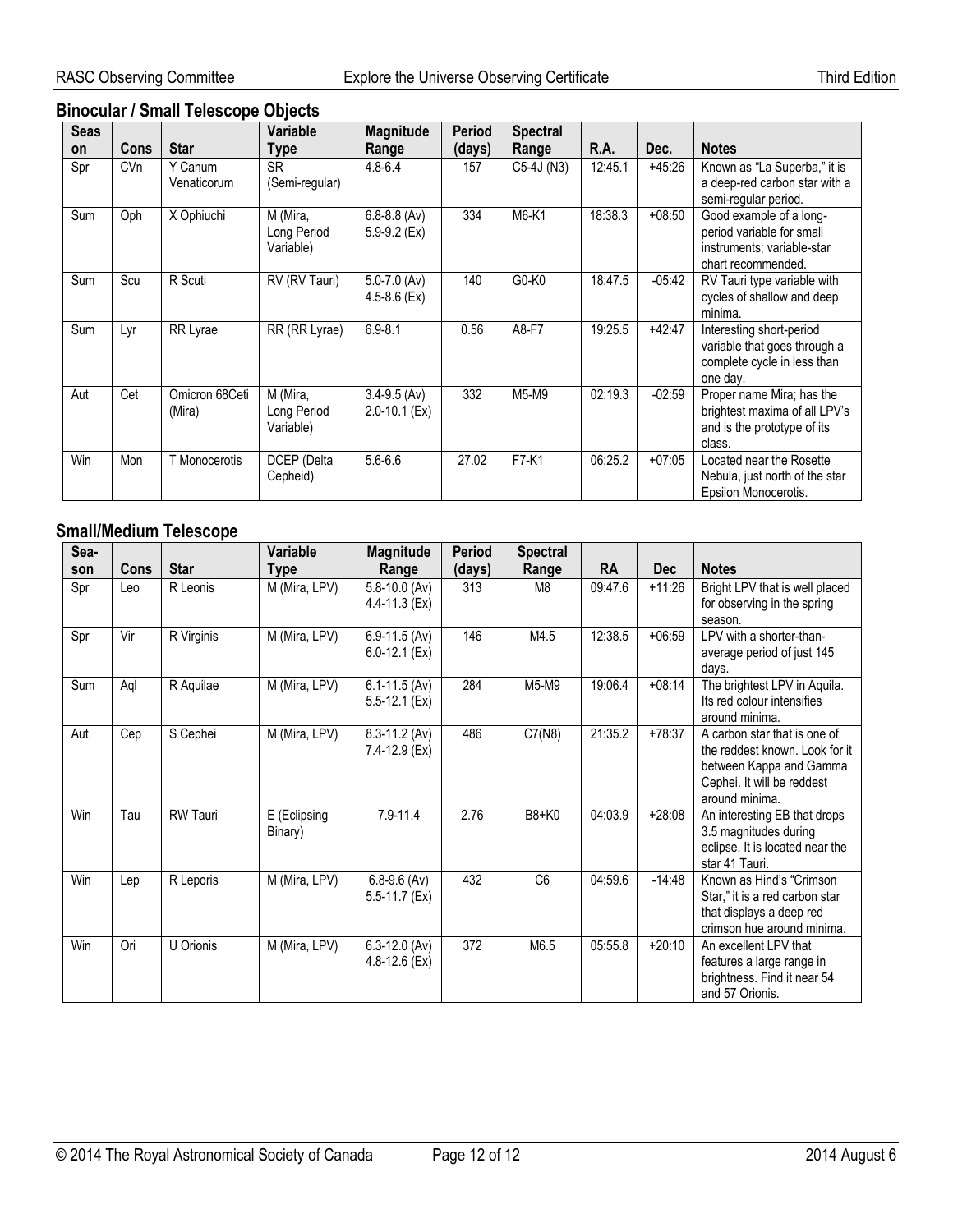## Binocular / Small Telescope Objects

| Season | Cons | Star | Variable Type | Magnitude Range | Period (days) | Spectral Range | R.A. | Dec. | Notes |
|---|---|---|---|---|---|---|---|---|---|
| Spr | CVn | Y Canum Venaticorum | SR (Semi-regular) | 4.8-6.4 | 157 | C5-4J (N3) | 12:45.1 | +45:26 | Known as "La Superba," it is a deep-red carbon star with a semi-regular period. |
| Sum | Oph | X Ophiuchi | M (Mira, Long Period Variable) | 6.8-8.8 (Av) 5.9-9.2 (Ex) | 334 | M6-K1 | 18:38.3 | +08:50 | Good example of a long-period variable for small instruments; variable-star chart recommended. |
| Sum | Scu | R Scuti | RV (RV Tauri) | 5.0-7.0 (Av) 4.5-8.6 (Ex) | 140 | G0-K0 | 18:47.5 | -05:42 | RV Tauri type variable with cycles of shallow and deep minima. |
| Sum | Lyr | RR Lyrae | RR (RR Lyrae) | 6.9-8.1 | 0.56 | A8-F7 | 19:25.5 | +42:47 | Interesting short-period variable that goes through a complete cycle in less than one day. |
| Aut | Cet | Omicron 68Ceti (Mira) | M (Mira, Long Period Variable) | 3.4-9.5 (Av) 2.0-10.1 (Ex) | 332 | M5-M9 | 02:19.3 | -02:59 | Proper name Mira; has the brightest maxima of all LPV's and is the prototype of its class. |
| Win | Mon | T Monocerotis | DCEP (Delta Cepheid) | 5.6-6.6 | 27.02 | F7-K1 | 06:25.2 | +07:05 | Located near the Rosette Nebula, just north of the star Epsilon Monocerotis. |

## Small/Medium Telescope

| Season | Cons | Star | Variable Type | Magnitude Range | Period (days) | Spectral Range | RA | Dec | Notes |
|---|---|---|---|---|---|---|---|---|---|
| Spr | Leo | R Leonis | M (Mira, LPV) | 5.8-10.0 (Av) 4.4-11.3 (Ex) | 313 | M8 | 09:47.6 | +11:26 | Bright LPV that is well placed for observing in the spring season. |
| Spr | Vir | R Virginis | M (Mira, LPV) | 6.9-11.5 (Av) 6.0-12.1 (Ex) | 146 | M4.5 | 12:38.5 | +06:59 | LPV with a shorter-than-average period of just 145 days. |
| Sum | Aql | R Aquilae | M (Mira, LPV) | 6.1-11.5 (Av) 5.5-12.1 (Ex) | 284 | M5-M9 | 19:06.4 | +08:14 | The brightest LPV in Aquila. Its red colour intensifies around minima. |
| Aut | Cep | S Cephei | M (Mira, LPV) | 8.3-11.2 (Av) 7.4-12.9 (Ex) | 486 | C7(N8) | 21:35.2 | +78:37 | A carbon star that is one of the reddest known. Look for it between Kappa and Gamma Cephei. It will be reddest around minima. |
| Win | Tau | RW Tauri | E (Eclipsing Binary) | 7.9-11.4 | 2.76 | B8+K0 | 04:03.9 | +28:08 | An interesting EB that drops 3.5 magnitudes during eclipse. It is located near the star 41 Tauri. |
| Win | Lep | R Leporis | M (Mira, LPV) | 6.8-9.6 (Av) 5.5-11.7 (Ex) | 432 | C6 | 04:59.6 | -14:48 | Known as Hind's "Crimson Star," it is a red carbon star that displays a deep red crimson hue around minima. |
| Win | Ori | U Orionis | M (Mira, LPV) | 6.3-12.0 (Av) 4.8-12.6 (Ex) | 372 | M6.5 | 05:55.8 | +20:10 | An excellent LPV that features a large range in brightness. Find it near 54 and 57 Orionis. |